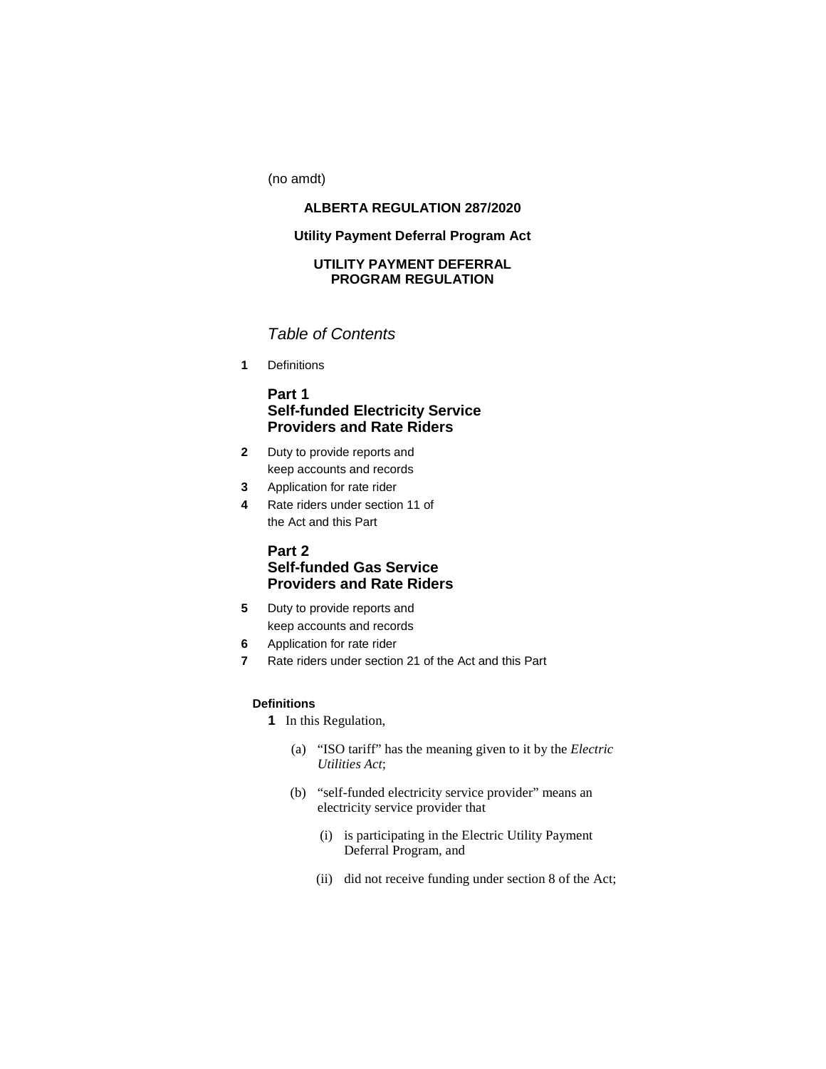(no amdt)

**ALBERTA REGULATION 287/2020**

**Utility Payment Deferral Program Act**

**UTILITY PAYMENT DEFERRAL PROGRAM REGULATION**

*Table of Contents*

**1** Definitions

**Part 1**
**Self-funded Electricity Service Providers and Rate Riders**

**2** Duty to provide reports and keep accounts and records

**3** Application for rate rider

**4** Rate riders under section 11 of the Act and this Part

**Part 2**
**Self-funded Gas Service Providers and Rate Riders**

**5** Duty to provide reports and keep accounts and records

**6** Application for rate rider

**7** Rate riders under section 21 of the Act and this Part

**Definitions**

**1** In this Regulation,

(a) "ISO tariff" has the meaning given to it by the *Electric Utilities Act*;

(b) "self-funded electricity service provider" means an electricity service provider that

(i) is participating in the Electric Utility Payment Deferral Program, and

(ii) did not receive funding under section 8 of the Act;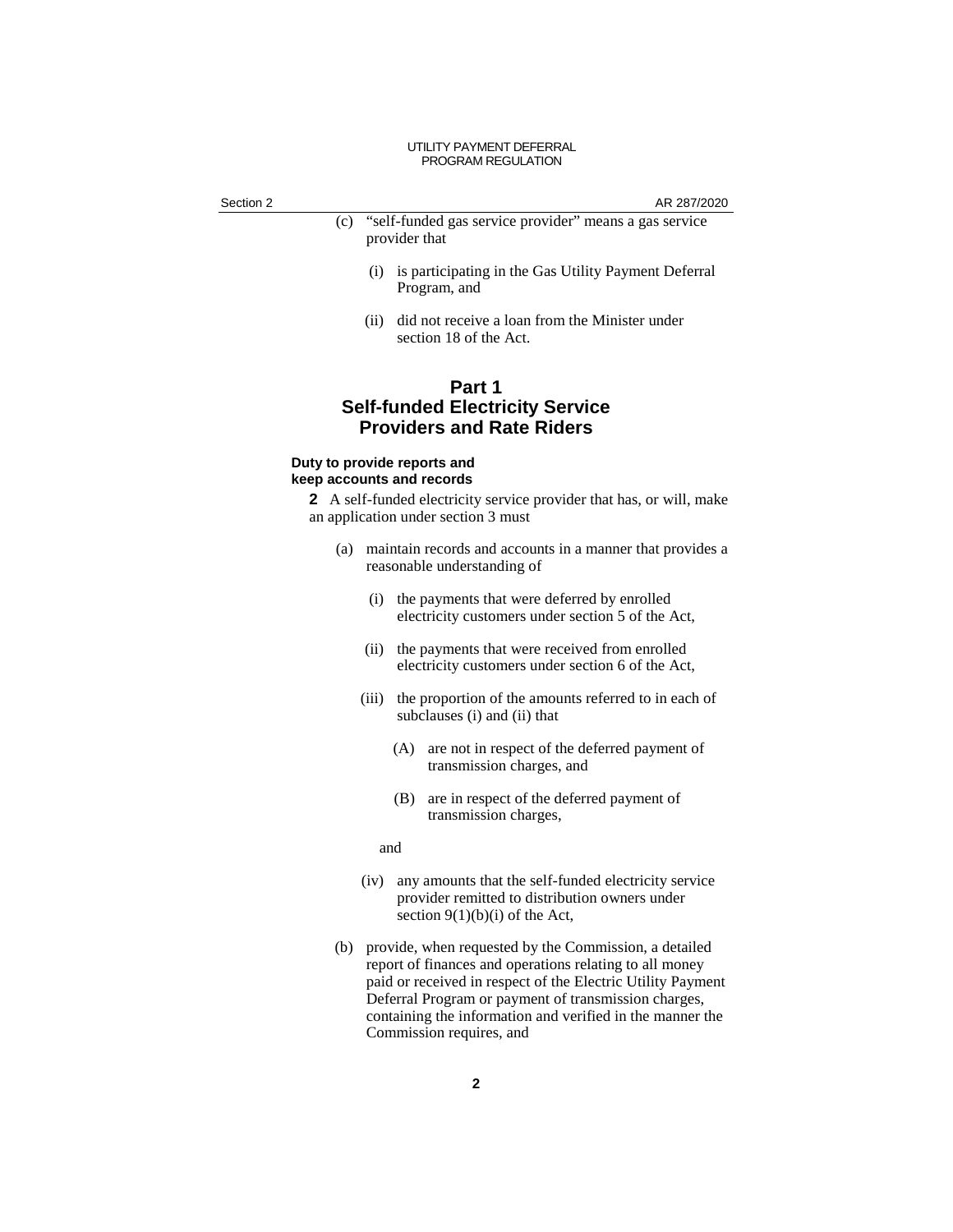(c) "self-funded gas service provider" means a gas service provider that

  (i) is participating in the Gas Utility Payment Deferral Program, and

  (ii) did not receive a loan from the Minister under section 18 of the Act.

## Part 1
## Self-funded Electricity Service Providers and Rate Riders

### Duty to provide reports and keep accounts and records

**2** A self-funded electricity service provider that has, or will, make an application under section 3 must

(a) maintain records and accounts in a manner that provides a reasonable understanding of

  (i) the payments that were deferred by enrolled electricity customers under section 5 of the Act,

  (ii) the payments that were received from enrolled electricity customers under section 6 of the Act,

  (iii) the proportion of the amounts referred to in each of subclauses (i) and (ii) that

    (A) are not in respect of the deferred payment of transmission charges, and

    (B) are in respect of the deferred payment of transmission charges,

  and

  (iv) any amounts that the self-funded electricity service provider remitted to distribution owners under section 9(1)(b)(i) of the Act,

(b) provide, when requested by the Commission, a detailed report of finances and operations relating to all money paid or received in respect of the Electric Utility Payment Deferral Program or payment of transmission charges, containing the information and verified in the manner the Commission requires, and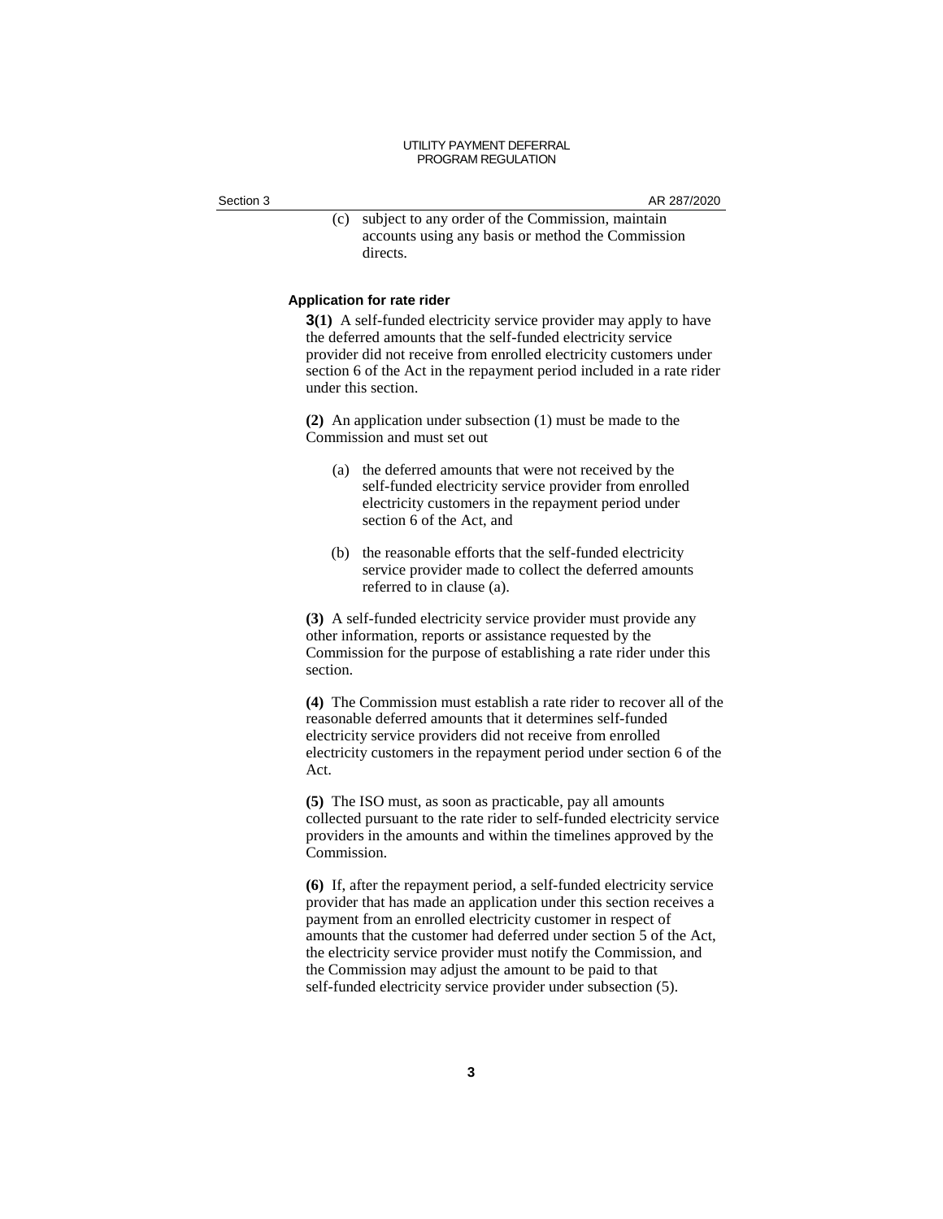(c) subject to any order of the Commission, maintain accounts using any basis or method the Commission directs.

### Application for rate rider

**3(1)** A self-funded electricity service provider may apply to have the deferred amounts that the self-funded electricity service provider did not receive from enrolled electricity customers under section 6 of the Act in the repayment period included in a rate rider under this section.

**(2)** An application under subsection (1) must be made to the Commission and must set out

(a) the deferred amounts that were not received by the self-funded electricity service provider from enrolled electricity customers in the repayment period under section 6 of the Act, and

(b) the reasonable efforts that the self-funded electricity service provider made to collect the deferred amounts referred to in clause (a).

**(3)** A self-funded electricity service provider must provide any other information, reports or assistance requested by the Commission for the purpose of establishing a rate rider under this section.

**(4)** The Commission must establish a rate rider to recover all of the reasonable deferred amounts that it determines self-funded electricity service providers did not receive from enrolled electricity customers in the repayment period under section 6 of the Act.

**(5)** The ISO must, as soon as practicable, pay all amounts collected pursuant to the rate rider to self-funded electricity service providers in the amounts and within the timelines approved by the Commission.

**(6)** If, after the repayment period, a self-funded electricity service provider that has made an application under this section receives a payment from an enrolled electricity customer in respect of amounts that the customer had deferred under section 5 of the Act, the electricity service provider must notify the Commission, and the Commission may adjust the amount to be paid to that self-funded electricity service provider under subsection (5).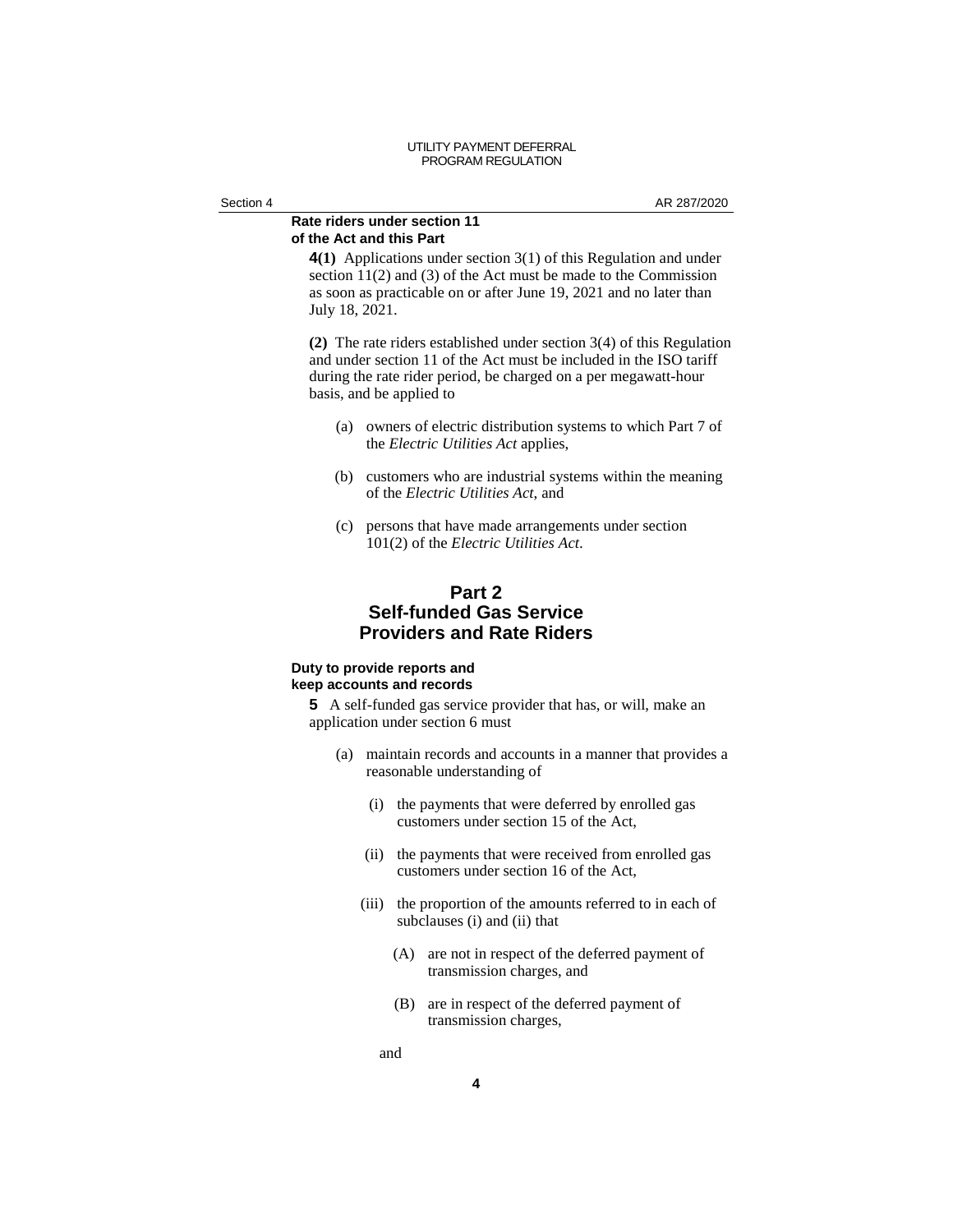**Rate riders under section 11 of the Act and this Part**

**4(1)** Applications under section 3(1) of this Regulation and under section 11(2) and (3) of the Act must be made to the Commission as soon as practicable on or after June 19, 2021 and no later than July 18, 2021.

**(2)** The rate riders established under section 3(4) of this Regulation and under section 11 of the Act must be included in the ISO tariff during the rate rider period, be charged on a per megawatt-hour basis, and be applied to

- (a) owners of electric distribution systems to which Part 7 of the *Electric Utilities Act* applies,
- (b) customers who are industrial systems within the meaning of the *Electric Utilities Act*, and
- (c) persons that have made arrangements under section 101(2) of the *Electric Utilities Act*.

## Part 2
## Self-funded Gas Service Providers and Rate Riders

**Duty to provide reports and keep accounts and records**

**5** A self-funded gas service provider that has, or will, make an application under section 6 must

- (a) maintain records and accounts in a manner that provides a reasonable understanding of
  - (i) the payments that were deferred by enrolled gas customers under section 15 of the Act,
  - (ii) the payments that were received from enrolled gas customers under section 16 of the Act,
  - (iii) the proportion of the amounts referred to in each of subclauses (i) and (ii) that
    - (A) are not in respect of the deferred payment of transmission charges, and
    - (B) are in respect of the deferred payment of transmission charges,

  and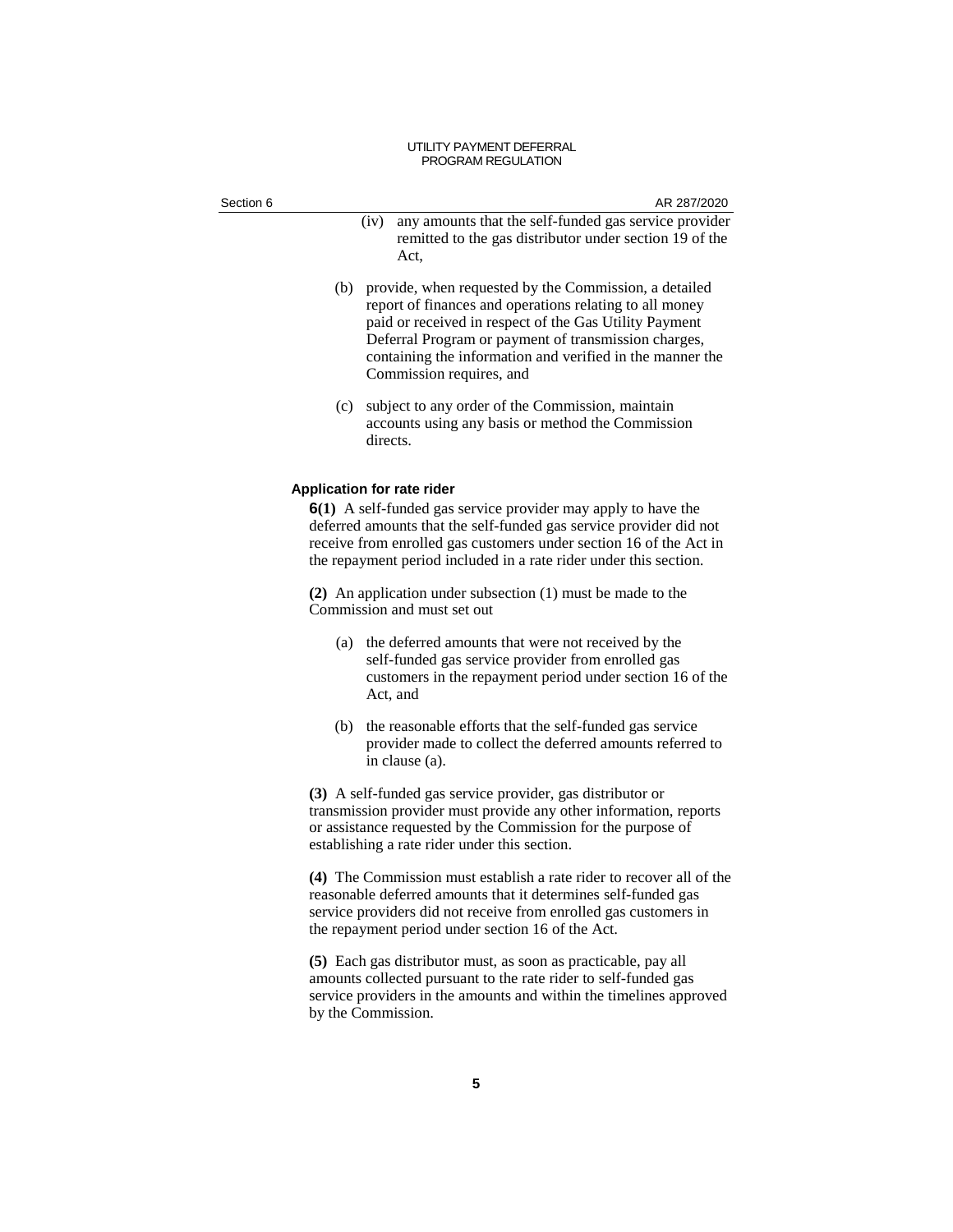(iv) any amounts that the self-funded gas service provider remitted to the gas distributor under section 19 of the Act,

(b) provide, when requested by the Commission, a detailed report of finances and operations relating to all money paid or received in respect of the Gas Utility Payment Deferral Program or payment of transmission charges, containing the information and verified in the manner the Commission requires, and

(c) subject to any order of the Commission, maintain accounts using any basis or method the Commission directs.

### Application for rate rider

**6(1)** A self-funded gas service provider may apply to have the deferred amounts that the self-funded gas service provider did not receive from enrolled gas customers under section 16 of the Act in the repayment period included in a rate rider under this section.

**(2)** An application under subsection (1) must be made to the Commission and must set out

(a) the deferred amounts that were not received by the self-funded gas service provider from enrolled gas customers in the repayment period under section 16 of the Act, and

(b) the reasonable efforts that the self-funded gas service provider made to collect the deferred amounts referred to in clause (a).

**(3)** A self-funded gas service provider, gas distributor or transmission provider must provide any other information, reports or assistance requested by the Commission for the purpose of establishing a rate rider under this section.

**(4)** The Commission must establish a rate rider to recover all of the reasonable deferred amounts that it determines self-funded gas service providers did not receive from enrolled gas customers in the repayment period under section 16 of the Act.

**(5)** Each gas distributor must, as soon as practicable, pay all amounts collected pursuant to the rate rider to self-funded gas service providers in the amounts and within the timelines approved by the Commission.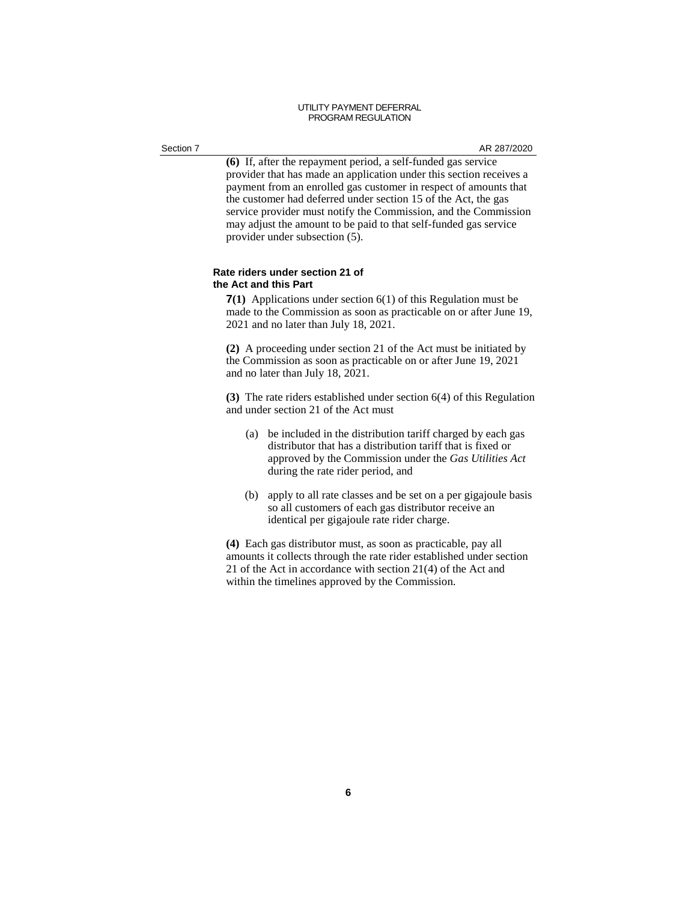**(6)** If, after the repayment period, a self-funded gas service provider that has made an application under this section receives a payment from an enrolled gas customer in respect of amounts that the customer had deferred under section 15 of the Act, the gas service provider must notify the Commission, and the Commission may adjust the amount to be paid to that self-funded gas service provider under subsection (5).

**Rate riders under section 21 of the Act and this Part**

**7(1)** Applications under section 6(1) of this Regulation must be made to the Commission as soon as practicable on or after June 19, 2021 and no later than July 18, 2021.

**(2)** A proceeding under section 21 of the Act must be initiated by the Commission as soon as practicable on or after June 19, 2021 and no later than July 18, 2021.

**(3)** The rate riders established under section 6(4) of this Regulation and under section 21 of the Act must

(a) be included in the distribution tariff charged by each gas distributor that has a distribution tariff that is fixed or approved by the Commission under the *Gas Utilities Act* during the rate rider period, and

(b) apply to all rate classes and be set on a per gigajoule basis so all customers of each gas distributor receive an identical per gigajoule rate rider charge.

**(4)** Each gas distributor must, as soon as practicable, pay all amounts it collects through the rate rider established under section 21 of the Act in accordance with section 21(4) of the Act and within the timelines approved by the Commission.